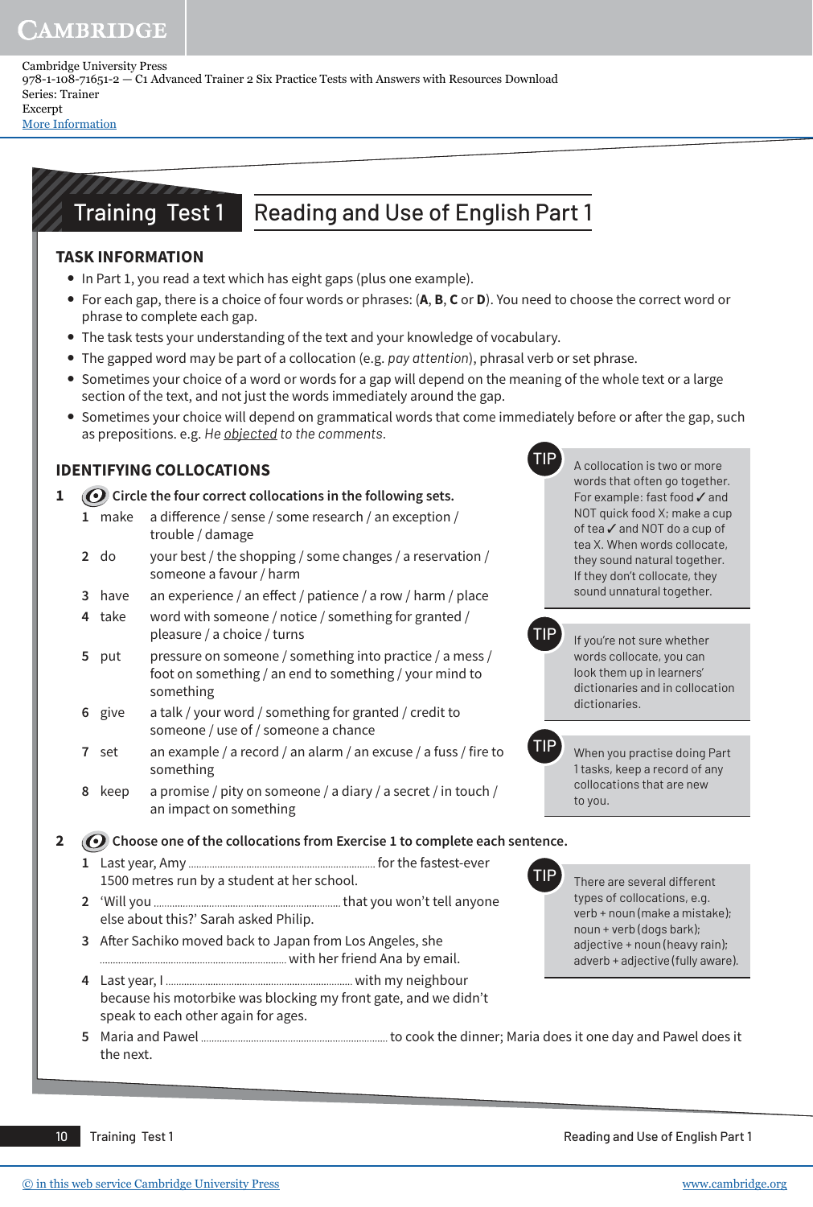Cambridge University Press
978-1-108-71651-2 — C1 Advanced Trainer 2 Six Practice Tests with Answers with Resources Download
Series: Trainer
Excerpt
More Information

# Training Test 1 — Reading and Use of English Part 1

## TASK INFORMATION

- In Part 1, you read a text which has eight gaps (plus one example).
- For each gap, there is a choice of four words or phrases: (**A**, **B**, **C** or **D**). You need to choose the correct word or phrase to complete each gap.
- The task tests your understanding of the text and your knowledge of vocabulary.
- The gapped word may be part of a collocation (e.g. *pay attention*), phrasal verb or set phrase.
- Sometimes your choice of a word or words for a gap will depend on the meaning of the whole text or a large section of the text, and not just the words immediately around the gap.
- Sometimes your choice will depend on grammatical words that come immediately before or after the gap, such as prepositions. e.g. *He objected to the comments.*

## IDENTIFYING COLLOCATIONS

**1** **Circle the four correct collocations in the following sets.**

1. make — a difference / sense / some research / an exception / trouble / damage
2. do — your best / the shopping / some changes / a reservation / someone a favour / harm
3. have — an experience / an effect / patience / a row / harm / place
4. take — word with someone / notice / something for granted / pleasure / a choice / turns
5. put — pressure on someone / something into practice / a mess / foot on something / an end to something / your mind to something
6. give — a talk / your word / something for granted / credit to someone / use of / someone a chance
7. set — an example / a record / an alarm / an excuse / a fuss / fire to something
8. keep — a promise / pity on someone / a diary / a secret / in touch / an impact on something

> **TIP** A collocation is two or more words that often go together. For example: fast food ✓ and NOT quick food ✗; make a cup of tea ✓ and NOT do a cup of tea ✗. When words collocate, they sound natural together. If they don't collocate, they sound unnatural together.

> **TIP** If you're not sure whether words collocate, you can look them up in learners' dictionaries and in collocation dictionaries.

> **TIP** When you practise doing Part 1 tasks, keep a record of any collocations that are new to you.

**2** **Choose one of the collocations from Exercise 1 to complete each sentence.**

1. Last year, Amy .................................... for the fastest-ever 1500 metres run by a student at her school.
2. 'Will you .................................... that you won't tell anyone else about this?' Sarah asked Philip.
3. After Sachiko moved back to Japan from Los Angeles, she .................................... with her friend Ana by email.
4. Last year, I .................................... with my neighbour because his motorbike was blocking my front gate, and we didn't speak to each other again for ages.
5. Maria and Pawel .................................... to cook the dinner; Maria does it one day and Pawel does it the next.

> **TIP** There are several different types of collocations, e.g. verb + noun (make a mistake); noun + verb (dogs bark); adjective + noun (heavy rain); adverb + adjective (fully aware).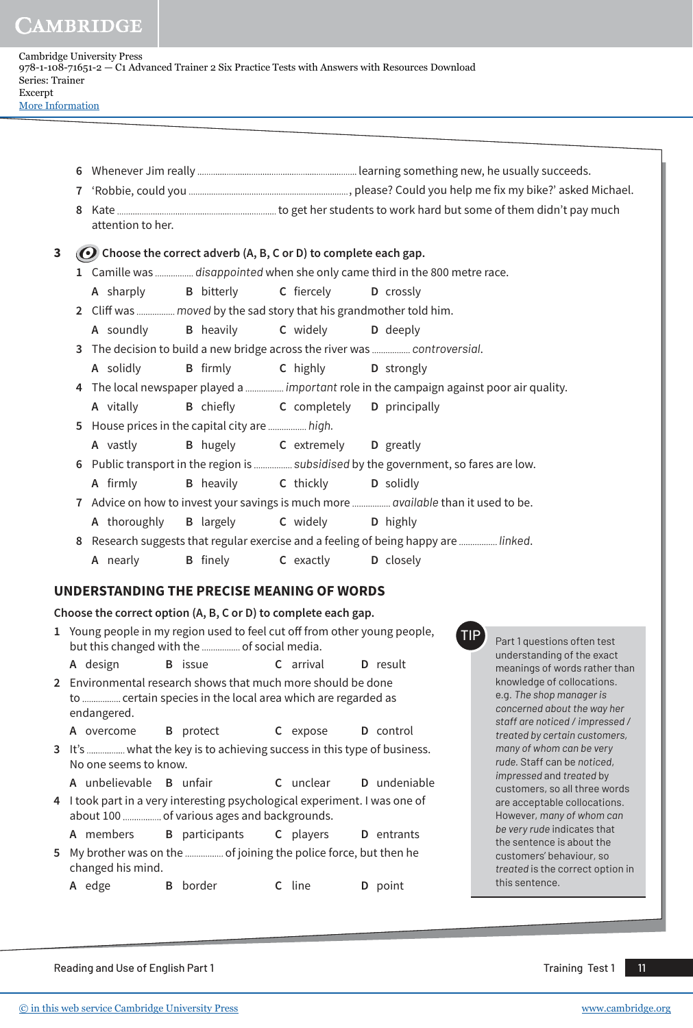6 Whenever Jim really ........................................ learning something new, he usually succeeds.

7 'Robbie, could you ........................................, please? Could you help me fix my bike?' asked Michael.

8 Kate ........................................ to get her students to work hard but some of them didn't pay much attention to her.

**3** **Choose the correct adverb (A, B, C or D) to complete each gap.**

1 Camille was ............... *disappointed* when she only came third in the 800 metre race.
 A sharply B bitterly C fiercely D crossly

2 Cliff was ............... *moved* by the sad story that his grandmother told him.
 A soundly B heavily C widely D deeply

3 The decision to build a new bridge across the river was ............... *controversial*.
 A solidly B firmly C highly D strongly

4 The local newspaper played a ............... *important* role in the campaign against poor air quality.
 A vitally B chiefly C completely D principally

5 House prices in the capital city are ............... *high*.
 A vastly B hugely C extremely D greatly

6 Public transport in the region is ............... *subsidised* by the government, so fares are low.
 A firmly B heavily C thickly D solidly

7 Advice on how to invest your savings is much more ............... *available* than it used to be.
 A thoroughly B largely C widely D highly

8 Research suggests that regular exercise and a feeling of being happy are ............... *linked*.
 A nearly B finely C exactly D closely

## UNDERSTANDING THE PRECISE MEANING OF WORDS

**Choose the correct option (A, B, C or D) to complete each gap.**

1 Young people in my region used to feel cut off from other young people, but this changed with the ............... of social media.
 A design B issue C arrival D result

2 Environmental research shows that much more should be done to ............... certain species in the local area which are regarded as endangered.
 A overcome B protect C expose D control

3 It's ............... what the key is to achieving success in this type of business. No one seems to know.
 A unbelievable B unfair C unclear D undeniable

4 I took part in a very interesting psychological experiment. I was one of about 100 ............... of various ages and backgrounds.
 A members B participants C players D entrants

5 My brother was on the ............... of joining the police force, but then he changed his mind.
 A edge B border C line D point

**TIP**

Part 1 questions often test understanding of the exact meanings of words rather than knowledge of collocations. e.g. *The shop manager is concerned about the way her staff are noticed / impressed / treated by certain customers, many of whom can be very rude.* Staff can be *noticed*, *impressed* and *treated* by customers, so all three words are acceptable collocations. However, *many of whom can be very rude* indicates that the sentence is about the customers' behaviour, so *treated* is the correct option in this sentence.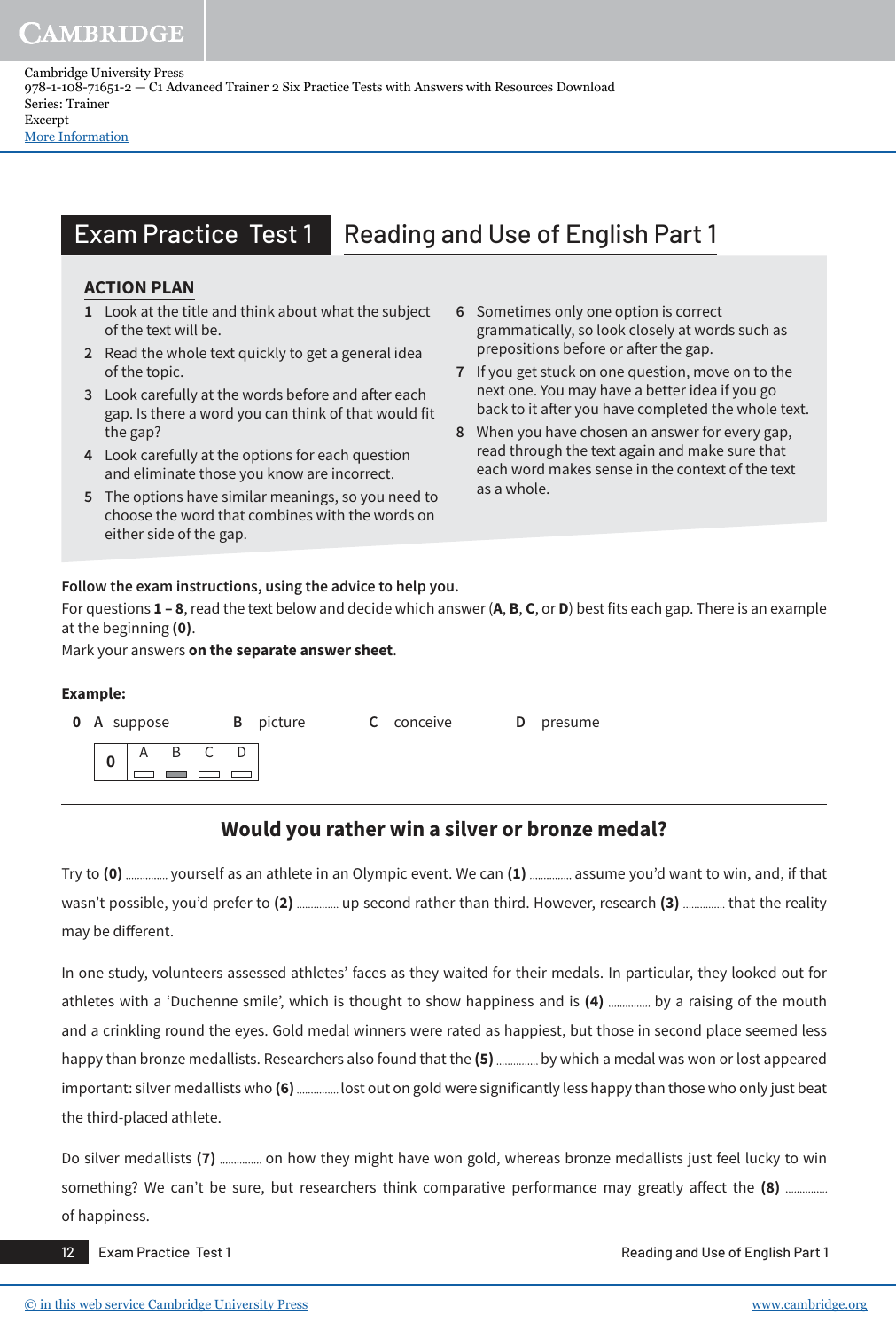Cambridge University Press
978-1-108-71651-2 — C1 Advanced Trainer 2 Six Practice Tests with Answers with Resources Download
Series: Trainer
Excerpt
More Information

# Exam Practice Test 1 — Reading and Use of English Part 1

## ACTION PLAN

1. Look at the title and think about what the subject of the text will be.
2. Read the whole text quickly to get a general idea of the topic.
3. Look carefully at the words before and after each gap. Is there a word you can think of that would fit the gap?
4. Look carefully at the options for each question and eliminate those you know are incorrect.
5. The options have similar meanings, so you need to choose the word that combines with the words on either side of the gap.
6. Sometimes only one option is correct grammatically, so look closely at words such as prepositions before or after the gap.
7. If you get stuck on one question, move on to the next one. You may have a better idea if you go back to it after you have completed the whole text.
8. When you have chosen an answer for every gap, read through the text again and make sure that each word makes sense in the context of the text as a whole.

**Follow the exam instructions, using the advice to help you.**

For questions **1 – 8**, read the text below and decide which answer (**A**, **B**, **C**, or **D**) best fits each gap. There is an example at the beginning **(0)**.

Mark your answers **on the separate answer sheet**.

**Example:**

**0** **A** suppose **B** picture **C** conceive **D** presume

| 0 | A | B | C | D |
|---|---|---|---|---|
| | ▭ | ▬ | ▭ | ▭ |

## Would you rather win a silver or bronze medal?

Try to **(0)** .............. yourself as an athlete in an Olympic event. We can **(1)** .............. assume you'd want to win, and, if that wasn't possible, you'd prefer to **(2)** .............. up second rather than third. However, research **(3)** .............. that the reality may be different.

In one study, volunteers assessed athletes' faces as they waited for their medals. In particular, they looked out for athletes with a 'Duchenne smile', which is thought to show happiness and is **(4)** .............. by a raising of the mouth and a crinkling round the eyes. Gold medal winners were rated as happiest, but those in second place seemed less happy than bronze medallists. Researchers also found that the **(5)** .............. by which a medal was won or lost appeared important: silver medallists who **(6)** .............. lost out on gold were significantly less happy than those who only just beat the third-placed athlete.

Do silver medallists **(7)** .............. on how they might have won gold, whereas bronze medallists just feel lucky to win something? We can't be sure, but researchers think comparative performance may greatly affect the **(8)** .............. of happiness.

© in this web service Cambridge University Press www.cambridge.org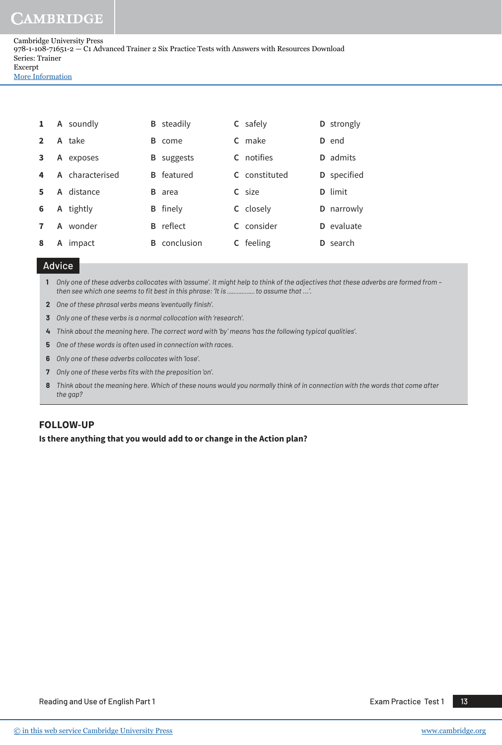| | A | B | C | D |
|---|---|---|---|---|
| 1 | soundly | steadily | safely | strongly |
| 2 | take | come | make | end |
| 3 | exposes | suggests | notifies | admits |
| 4 | characterised | featured | constituted | specified |
| 5 | distance | area | size | limit |
| 6 | tightly | finely | closely | narrowly |
| 7 | wonder | reflect | consider | evaluate |
| 8 | impact | conclusion | feeling | search |

## Advice

1. *Only one of these adverbs collocates with 'assume'. It might help to think of the adjectives that these adverbs are formed from – then see which one seems to fit best in this phrase: 'It is ................ to assume that ...'.*
2. *One of these phrasal verbs means 'eventually finish'.*
3. *Only one of these verbs is a normal collocation with 'research'.*
4. *Think about the meaning here. The correct word with 'by' means 'has the following typical qualities'.*
5. *One of these words is often used in connection with races.*
6. *Only one of these adverbs collocates with 'lose'.*
7. *Only one of these verbs fits with the preposition 'on'.*
8. *Think about the meaning here. Which of these nouns would you normally think of in connection with the words that come after the gap?*

## FOLLOW-UP

**Is there anything that you would add to or change in the Action plan?**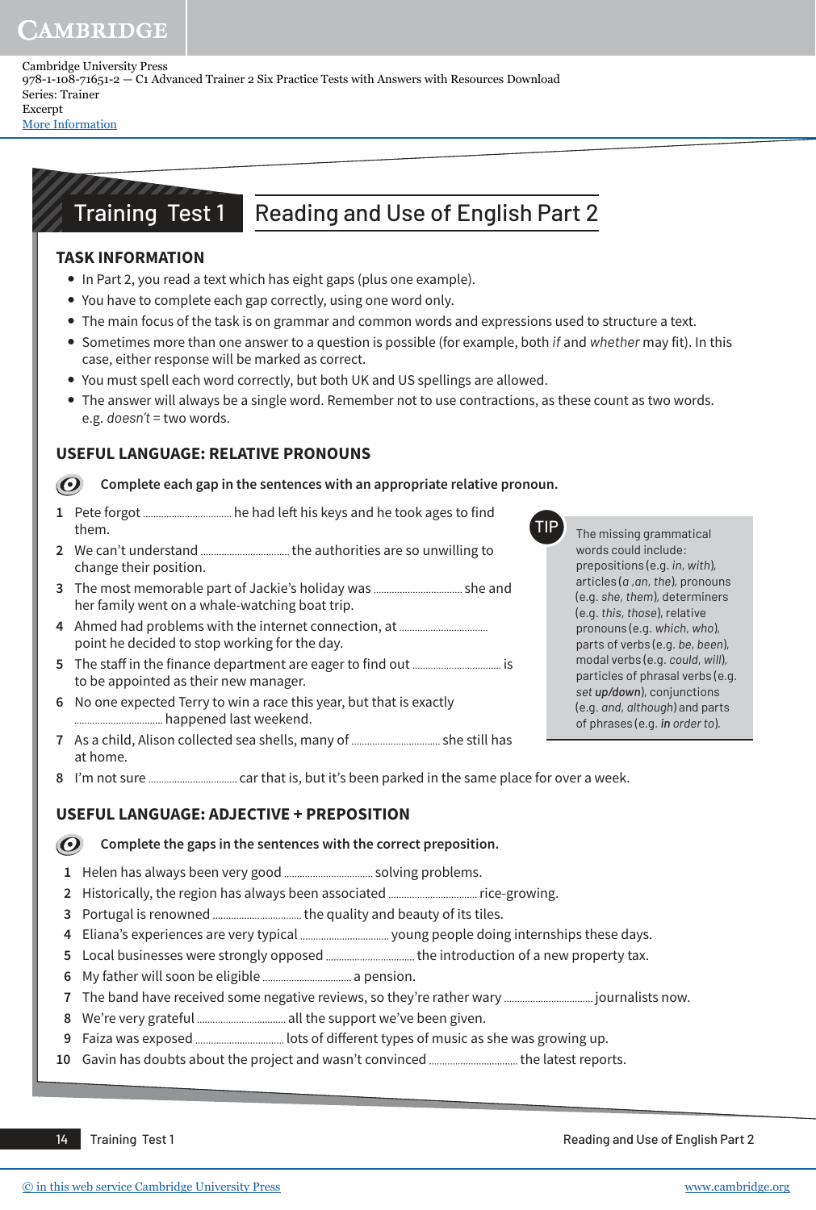Cambridge University Press
978-1-108-71651-2 — C1 Advanced Trainer 2 Six Practice Tests with Answers with Resources Download
Series: Trainer
Excerpt
More Information

# Training Test 1 — Reading and Use of English Part 2

## TASK INFORMATION

- In Part 2, you read a text which has eight gaps (plus one example).
- You have to complete each gap correctly, using one word only.
- The main focus of the task is on grammar and common words and expressions used to structure a text.
- Sometimes more than one answer to a question is possible (for example, both *if* and *whether* may fit). In this case, either response will be marked as correct.
- You must spell each word correctly, but both UK and US spellings are allowed.
- The answer will always be a single word. Remember not to use contractions, as these count as two words. e.g. *doesn't* = two words.

## USEFUL LANGUAGE: RELATIVE PRONOUNS

**Complete each gap in the sentences with an appropriate relative pronoun.**

1 Pete forgot .................................. he had left his keys and he took ages to find them.
2 We can't understand .................................. the authorities are so unwilling to change their position.
3 The most memorable part of Jackie's holiday was .................................. she and her family went on a whale-watching boat trip.
4 Ahmed had problems with the internet connection, at .................................. point he decided to stop working for the day.
5 The staff in the finance department are eager to find out .................................. is to be appointed as their new manager.
6 No one expected Terry to win a race this year, but that is exactly .................................. happened last weekend.
7 As a child, Alison collected sea shells, many of .................................. she still has at home.
8 I'm not sure .................................. car that is, but it's been parked in the same place for over a week.

> **TIP**
> The missing grammatical words could include: prepositions (e.g. *in*, *with*), articles (*a* ,*an*, *the*), pronouns (e.g. *she*, *them*), determiners (e.g. *this*, *those*), relative pronouns (e.g. *which*, *who*), parts of verbs (e.g. *be*, *been*), modal verbs (e.g. *could*, *will*), particles of phrasal verbs (e.g. *set* **up/down**), conjunctions (e.g. *and*, *although*) and parts of phrases (e.g. **in** *order to*).

## USEFUL LANGUAGE: ADJECTIVE + PREPOSITION

**Complete the gaps in the sentences with the correct preposition.**

1 Helen has always been very good .................................. solving problems.
2 Historically, the region has always been associated .................................. rice-growing.
3 Portugal is renowned .................................. the quality and beauty of its tiles.
4 Eliana's experiences are very typical .................................. young people doing internships these days.
5 Local businesses were strongly opposed .................................. the introduction of a new property tax.
6 My father will soon be eligible .................................. a pension.
7 The band have received some negative reviews, so they're rather wary .................................. journalists now.
8 We're very grateful .................................. all the support we've been given.
9 Faiza was exposed .................................. lots of different types of music as she was growing up.
10 Gavin has doubts about the project and wasn't convinced .................................. the latest reports.

© in this web service Cambridge University Press www.cambridge.org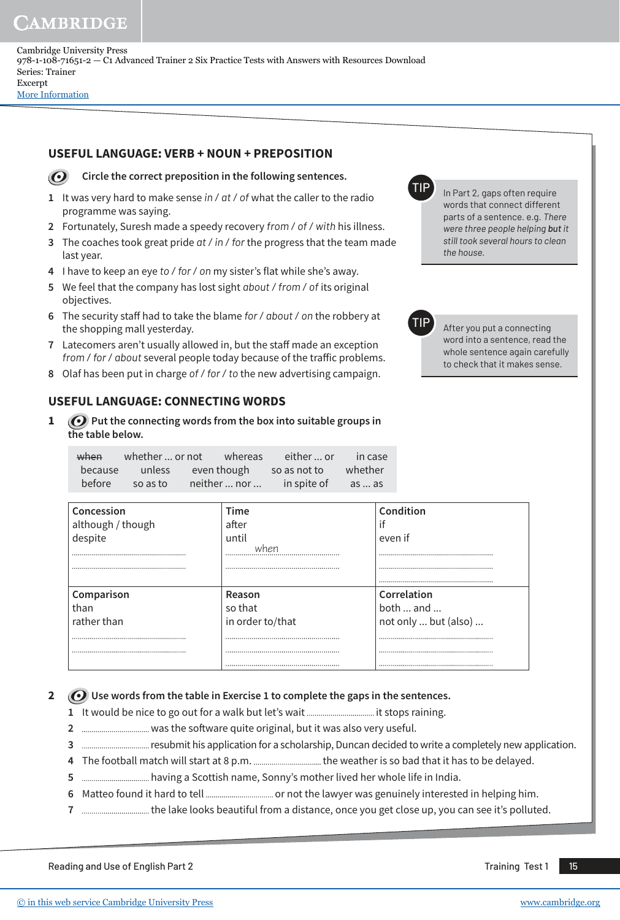## USEFUL LANGUAGE: VERB + NOUN + PREPOSITION

Circle the correct preposition in the following sentences.

1 It was very hard to make sense *in / at / of* what the caller to the radio programme was saying.
2 Fortunately, Suresh made a speedy recovery *from / of / with* his illness.
3 The coaches took great pride *at / in / for* the progress that the team made last year.
4 I have to keep an eye *to / for / on* my sister's flat while she's away.
5 We feel that the company has lost sight *about / from / of* its original objectives.
6 The security staff had to take the blame *for / about / on* the robbery at the shopping mall yesterday.
7 Latecomers aren't usually allowed in, but the staff made an exception *from / for / about* several people today because of the traffic problems.
8 Olaf has been put in charge *of / for / to* the new advertising campaign.

**TIP**

In Part 2, gaps often require words that connect different parts of a sentence. e.g. *There were three people helping* ***but*** *it still took several hours to clean the house.*

**TIP**

After you put a connecting word into a sentence, read the whole sentence again carefully to check that it makes sense.

## USEFUL LANGUAGE: CONNECTING WORDS

**1** Put the connecting words from the box into suitable groups in the table below.

| ~~when~~ | whether ... or not | whereas | either ... or | in case |
|---|---|---|---|---|
| because | unless | even though | so as not to | whether |
| before | so as to | neither ... nor ... | in spite of | as ... as |

| Concession | Time | Condition |
|---|---|---|
| although / though<br>despite<br>..........<br>.......... | after<br>until<br>when<br>.......... | if<br>even if<br>..........<br>..........<br>.......... |
| **Comparison** | **Reason** | **Correlation** |
| than<br>rather than<br>..........<br>.......... | so that<br>in order to/that<br>..........<br>..........<br>.......... | both ... and ...<br>not only ... but (also) ...<br>..........<br>..........<br>.......... |

**2** Use words from the table in Exercise 1 to complete the gaps in the sentences.

1 It would be nice to go out for a walk but let's wait .......... it stops raining.
2 .......... was the software quite original, but it was also very useful.
3 .......... resubmit his application for a scholarship, Duncan decided to write a completely new application.
4 The football match will start at 8 p.m. .......... the weather is so bad that it has to be delayed.
5 .......... having a Scottish name, Sonny's mother lived her whole life in India.
6 Matteo found it hard to tell .......... or not the lawyer was genuinely interested in helping him.
7 .......... the lake looks beautiful from a distance, once you get close up, you can see it's polluted.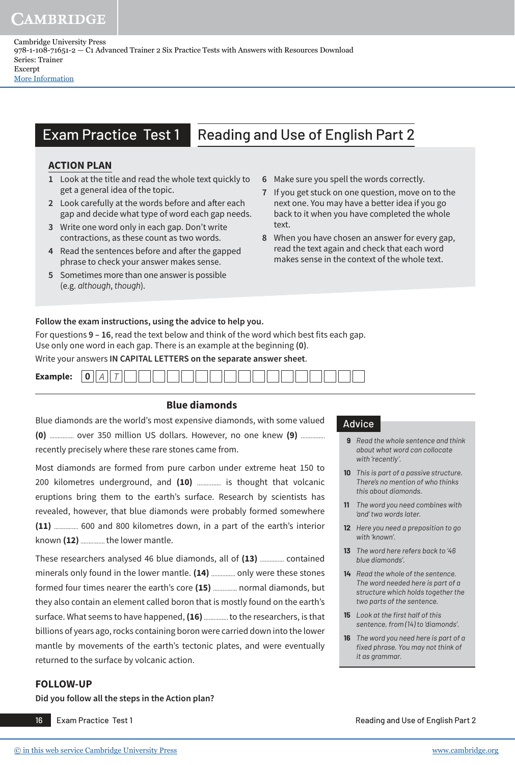# Exam Practice Test 1 — Reading and Use of English Part 2

## ACTION PLAN

1. Look at the title and read the whole text quickly to get a general idea of the topic.
2. Look carefully at the words before and after each gap and decide what type of word each gap needs.
3. Write one word only in each gap. Don't write contractions, as these count as two words.
4. Read the sentences before and after the gapped phrase to check your answer makes sense.
5. Sometimes more than one answer is possible (e.g. *although*, *though*).
6. Make sure you spell the words correctly.
7. If you get stuck on one question, move on to the next one. You may have a better idea if you go back to it when you have completed the whole text.
8. When you have chosen an answer for every gap, read the text again and check that each word makes sense in the context of the whole text.

**Follow the exam instructions, using the advice to help you.**

For questions **9 – 16**, read the text below and think of the word which best fits each gap. Use only one word in each gap. There is an example at the beginning **(0)**.

Write your answers **IN CAPITAL LETTERS on the separate answer sheet**.

**Example:** | **0** | A | T | | | | | | | | | | | | | | | |

### Blue diamonds

Blue diamonds are the world's most expensive diamonds, with some valued **(0)** .............. over 350 million US dollars. However, no one knew **(9)** .............. recently precisely where these rare stones came from.

Most diamonds are formed from pure carbon under extreme heat 150 to 200 kilometres underground, and **(10)** .............. is thought that volcanic eruptions bring them to the earth's surface. Research by scientists has revealed, however, that blue diamonds were probably formed somewhere **(11)** .............. 600 and 800 kilometres down, in a part of the earth's interior known **(12)** .............. the lower mantle.

These researchers analysed 46 blue diamonds, all of **(13)** .............. contained minerals only found in the lower mantle. **(14)** .............. only were these stones formed four times nearer the earth's core **(15)** .............. normal diamonds, but they also contain an element called boron that is mostly found on the earth's surface. What seems to have happened, **(16)** .............. to the researchers, is that billions of years ago, rocks containing boron were carried down into the lower mantle by movements of the earth's tectonic plates, and were eventually returned to the surface by volcanic action.

### Advice

**9** *Read the whole sentence and think about what word can collocate with 'recently'.*

**10** *This is part of a passive structure. There's no mention of who thinks this about diamonds.*

**11** *The word you need combines with 'and' two words later.*

**12** *Here you need a preposition to go with 'known'.*

**13** *The word here refers back to '46 blue diamonds'.*

**14** *Read the whole of the sentence. The word needed here is part of a structure which holds together the two parts of the sentence.*

**15** *Look at the first half of this sentence, from (14) to 'diamonds'.*

**16** *The word you need here is part of a fixed phrase. You may not think of it as grammar.*

## FOLLOW-UP

**Did you follow all the steps in the Action plan?**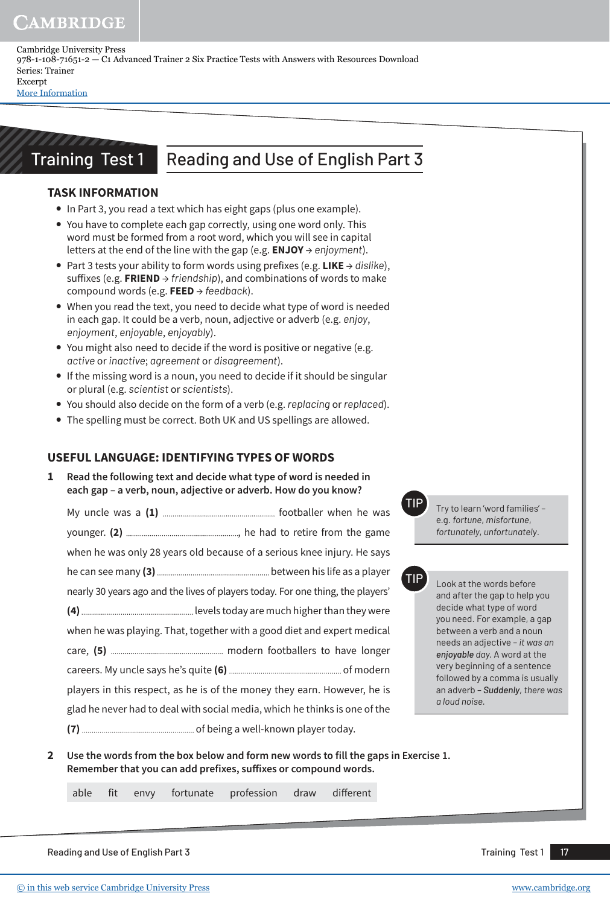Cambridge University Press
978-1-108-71651-2 — C1 Advanced Trainer 2 Six Practice Tests with Answers with Resources Download
Series: Trainer
Excerpt
More Information

# Training Test 1 — Reading and Use of English Part 3

## TASK INFORMATION

- In Part 3, you read a text which has eight gaps (plus one example).
- You have to complete each gap correctly, using one word only. This word must be formed from a root word, which you will see in capital letters at the end of the line with the gap (e.g. **ENJOY** → *enjoyment*).
- Part 3 tests your ability to form words using prefixes (e.g. **LIKE** → *dislike*), suffixes (e.g. **FRIEND** → *friendship*), and combinations of words to make compound words (e.g. **FEED** → *feedback*).
- When you read the text, you need to decide what type of word is needed in each gap. It could be a verb, noun, adjective or adverb (e.g. *enjoy*, *enjoyment*, *enjoyable*, *enjoyably*).
- You might also need to decide if the word is positive or negative (e.g. *active* or *inactive*; *agreement* or *disagreement*).
- If the missing word is a noun, you need to decide if it should be singular or plural (e.g. *scientist* or *scientists*).
- You should also decide on the form of a verb (e.g. *replacing* or *replaced*).
- The spelling must be correct. Both UK and US spellings are allowed.

## USEFUL LANGUAGE: IDENTIFYING TYPES OF WORDS

**1 Read the following text and decide what type of word is needed in each gap – a verb, noun, adjective or adverb. How do you know?**

My uncle was a **(1)** .............................. footballer when he was younger. **(2)** .............................., he had to retire from the game when he was only 28 years old because of a serious knee injury. He says he can see many **(3)** .............................. between his life as a player nearly 30 years ago and the lives of players today. For one thing, the players' **(4)** .............................. levels today are much higher than they were when he was playing. That, together with a good diet and expert medical care, **(5)** .............................. modern footballers to have longer careers. My uncle says he's quite **(6)** .............................. of modern players in this respect, as he is of the money they earn. However, he is glad he never had to deal with social media, which he thinks is one of the **(7)** .............................. of being a well-known player today.

> **TIP** Try to learn 'word families' – e.g. *fortune*, *misfortune*, *fortunately*, *unfortunately*.

> **TIP** Look at the words before and after the gap to help you decide what type of word you need. For example, a gap between a verb and a noun needs an adjective – *it was an **enjoyable** day*. A word at the very beginning of a sentence followed by a comma is usually an adverb – ***Suddenly**, there was a loud noise*.

**2 Use the words from the box below and form new words to fill the gaps in Exercise 1. Remember that you can add prefixes, suffixes or compound words.**

| able | fit | envy | fortunate | profession | draw | different |
|---|---|---|---|---|---|---|

© in this web service Cambridge University Press www.cambridge.org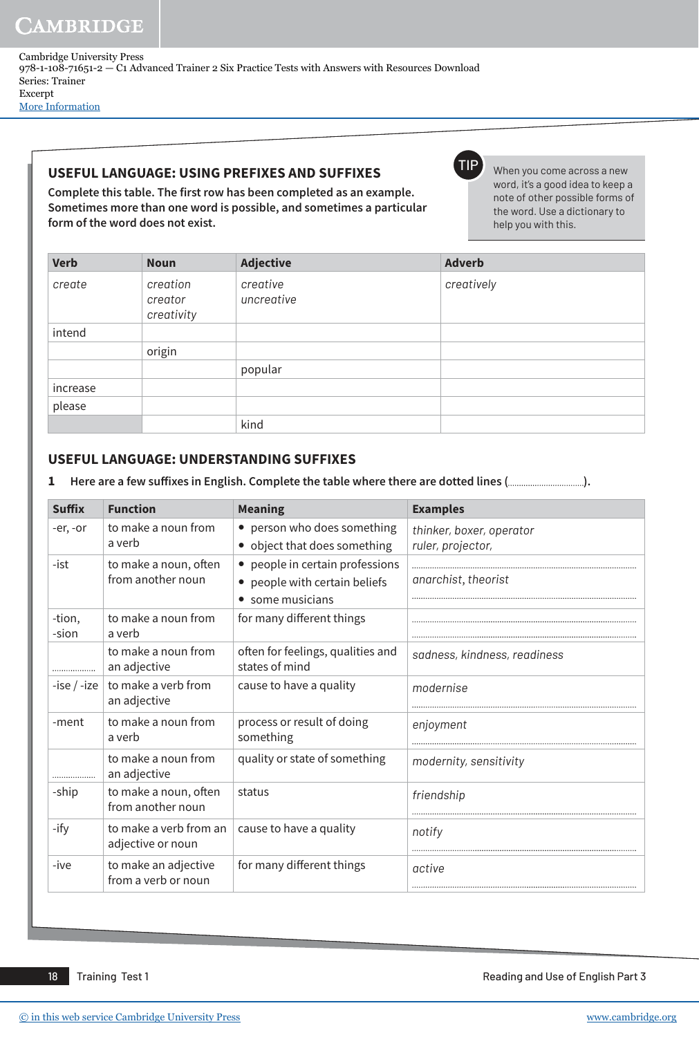## USEFUL LANGUAGE: USING PREFIXES AND SUFFIXES

**Complete this table. The first row has been completed as an example. Sometimes more than one word is possible, and sometimes a particular form of the word does not exist.**

> **TIP** When you come across a new word, it's a good idea to keep a note of other possible forms of the word. Use a dictionary to help you with this.

| Verb | Noun | Adjective | Adverb |
|---|---|---|---|
| *create* | *creation*<br>*creator*<br>*creativity* | *creative*<br>*uncreative* | *creatively* |
| intend | | | |
| | origin | | |
| | | popular | |
| increase | | | |
| please | | | |
| | | kind | |

## USEFUL LANGUAGE: UNDERSTANDING SUFFIXES

**1** **Here are a few suffixes in English. Complete the table where there are dotted lines (..................).**

| Suffix | Function | Meaning | Examples |
|---|---|---|---|
| -er, -or | to make a noun from a verb | • person who does something<br>• object that does something | *thinker, boxer, operator*<br>*ruler, projector,* |
| -ist | to make a noun, often from another noun | • people in certain professions<br>• people with certain beliefs<br>• some musicians | ..................<br>*anarchist, theorist*<br>.................. |
| -tion, -sion | to make a noun from a verb | for many different things | ..................<br>.................. |
| .................. | to make a noun from an adjective | often for feelings, qualities and states of mind | *sadness, kindness, readiness* |
| -ise / -ize | to make a verb from an adjective | cause to have a quality | *modernise*<br>.................. |
| -ment | to make a noun from a verb | process or result of doing something | *enjoyment*<br>.................. |
| .................. | to make a noun from an adjective | quality or state of something | *modernity, sensitivity* |
| -ship | to make a noun, often from another noun | status | *friendship*<br>.................. |
| -ify | to make a verb from an adjective or noun | cause to have a quality | *notify*<br>.................. |
| -ive | to make an adjective from a verb or noun | for many different things | *active*<br>.................. |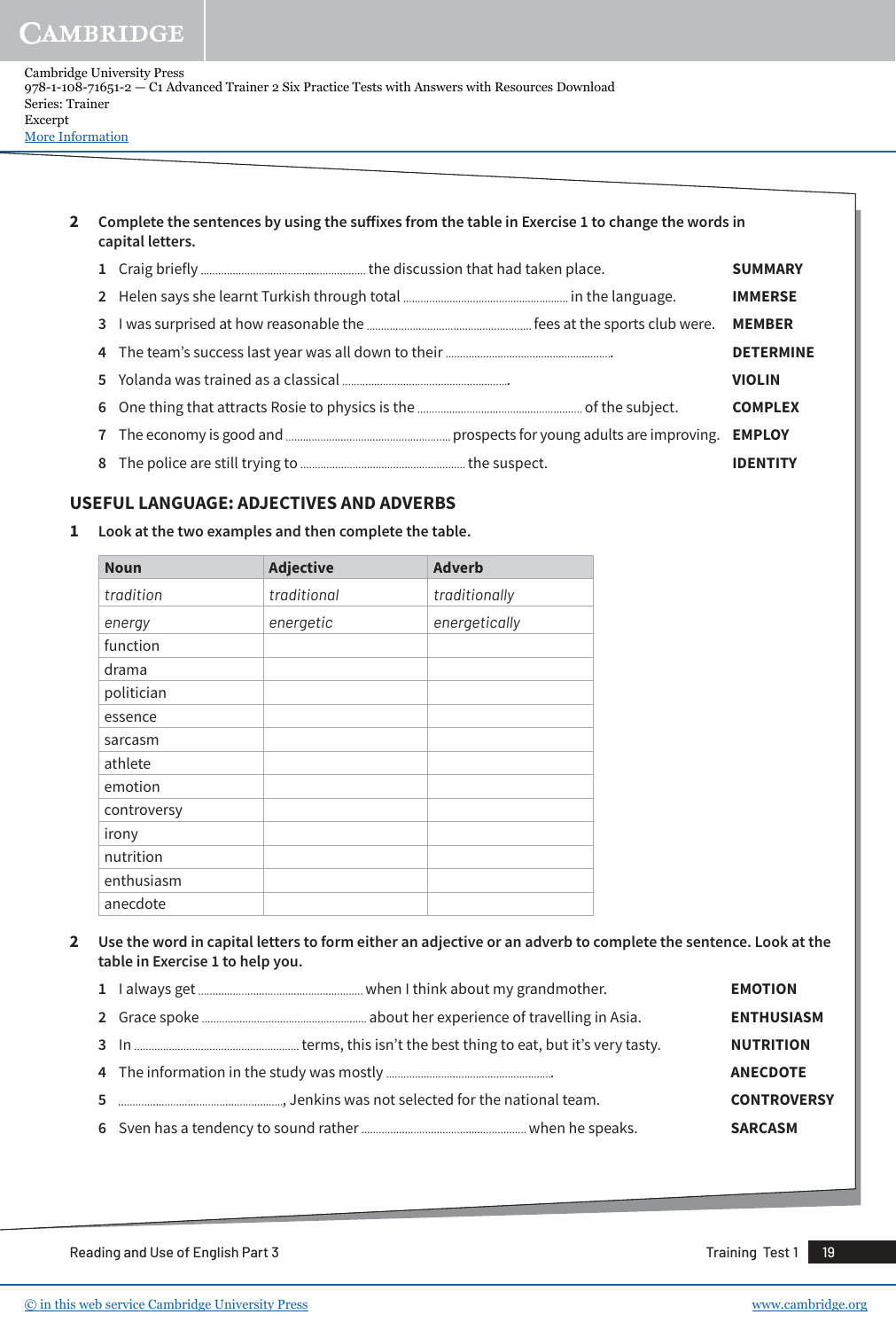**2** **Complete the sentences by using the suffixes from the table in Exercise 1 to change the words in capital letters.**

| | | |
|---|---|---|
| 1 | Craig briefly .............................. the discussion that had taken place. | **SUMMARY** |
| 2 | Helen says she learnt Turkish through total .............................. in the language. | **IMMERSE** |
| 3 | I was surprised at how reasonable the .............................. fees at the sports club were. | **MEMBER** |
| 4 | The team's success last year was all down to their ............................... | **DETERMINE** |
| 5 | Yolanda was trained as a classical ............................... | **VIOLIN** |
| 6 | One thing that attracts Rosie to physics is the .............................. of the subject. | **COMPLEX** |
| 7 | The economy is good and .............................. prospects for young adults are improving. | **EMPLOY** |
| 8 | The police are still trying to .............................. the suspect. | **IDENTITY** |

## USEFUL LANGUAGE: ADJECTIVES AND ADVERBS

**1** **Look at the two examples and then complete the table.**

| Noun | Adjective | Adverb |
|---|---|---|
| *tradition* | *traditional* | *traditionally* |
| *energy* | *energetic* | *energetically* |
| function | | |
| drama | | |
| politician | | |
| essence | | |
| sarcasm | | |
| athlete | | |
| emotion | | |
| controversy | | |
| irony | | |
| nutrition | | |
| enthusiasm | | |
| anecdote | | |

**2** **Use the word in capital letters to form either an adjective or an adverb to complete the sentence. Look at the table in Exercise 1 to help you.**

| | | |
|---|---|---|
| 1 | I always get .............................. when I think about my grandmother. | **EMOTION** |
| 2 | Grace spoke .............................. about her experience of travelling in Asia. | **ENTHUSIASM** |
| 3 | In .............................. terms, this isn't the best thing to eat, but it's very tasty. | **NUTRITION** |
| 4 | The information in the study was mostly ............................... | **ANECDOTE** |
| 5 | .............................., Jenkins was not selected for the national team. | **CONTROVERSY** |
| 6 | Sven has a tendency to sound rather .............................. when he speaks. | **SARCASM** |